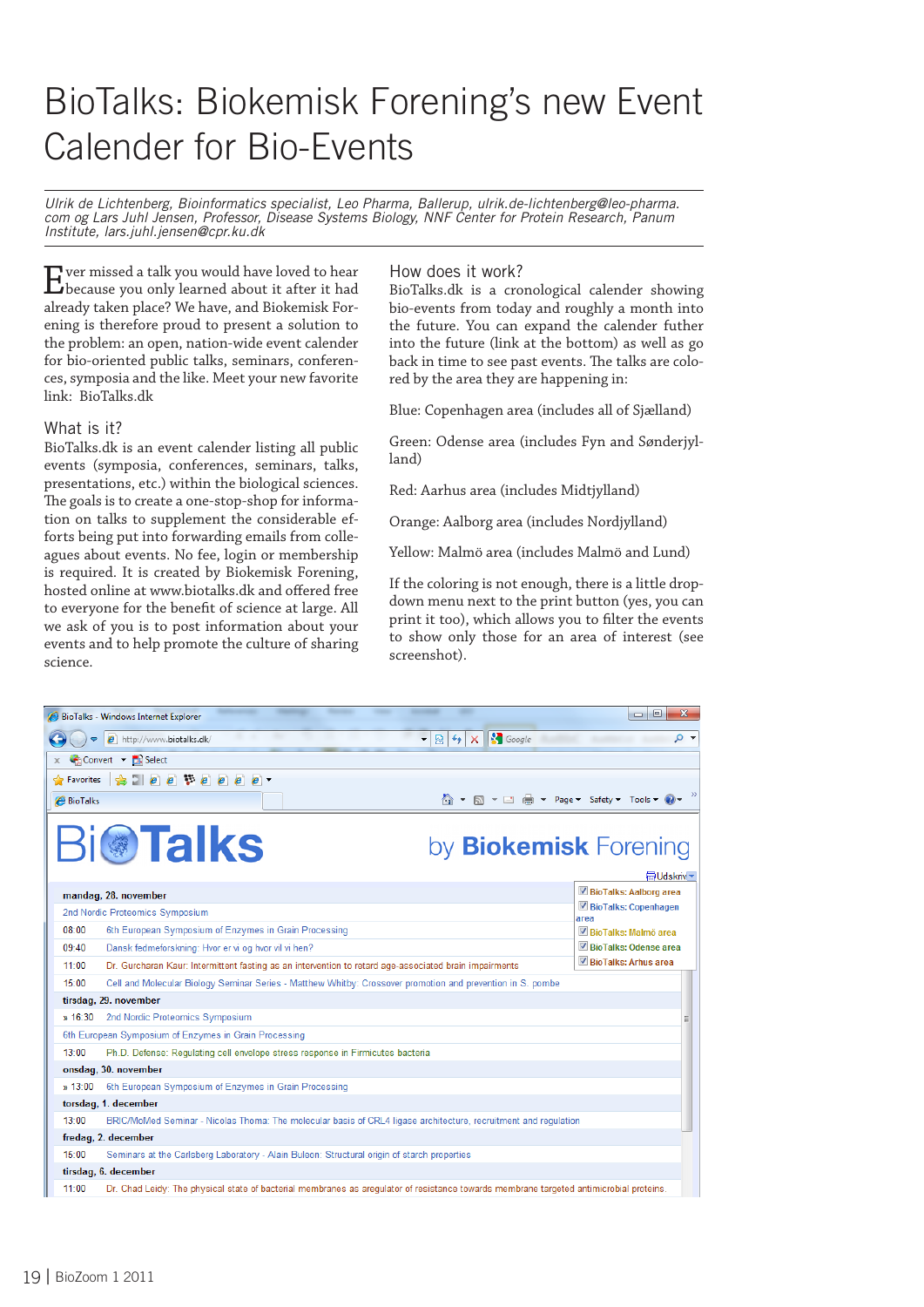# BioTalks: Biokemisk Forening's new Event Calender for Bio-Events

*Ulrik de Lichtenberg, Bioinformatics specialist, Leo Pharma, Ballerup, ulrik.de-lichtenberg@leo-pharma.com og Lars Juhl Jensen, Professor, Disease Systems Biology, NNF Center for Protein Research, Panum Institute, lars.juhl.jensen@cpr.ku.dk*

Ever missed a talk you would have loved to hear because you only learned about it after it had already taken place? We have, and Biokemisk Forening is therefore proud to present a solution to the problem: an open, nation-wide event calender for bio-oriented public talks, seminars, conferences, symposia and the like. Meet your new favorite link: BioTalks.dk

## What is it?

BioTalks.dk is an event calender listing all public events (symposia, conferences, seminars, talks, presentations, etc.) within the biological sciences. The goals is to create a one-stop-shop for information on talks to supplement the considerable efforts being put into forwarding emails from colleagues about events. No fee, login or membership is required. It is created by Biokemisk Forening, hosted online at www.biotalks.dk and offered free to everyone for the benefit of science at large. All we ask of you is to post information about your events and to help promote the culture of sharing science.

## How does it work?

BioTalks.dk is a cronological calender showing bio-events from today and roughly a month into the future. You can expand the calender futher into the future (link at the bottom) as well as go back in time to see past events. The talks are colored by the area they are happening in:

Blue: Copenhagen area (includes all of Sjælland)

Green: Odense area (includes Fyn and Sønderjylland)

Red: Aarhus area (includes Midtjylland)

Orange: Aalborg area (includes Nordjylland)

Yellow: Malmö area (includes Malmö and Lund)

If the coloring is not enough, there is a little drop-down menu next to the print button (yes, you can print it too), which allows you to filter the events to show only those for an area of interest (see screenshot).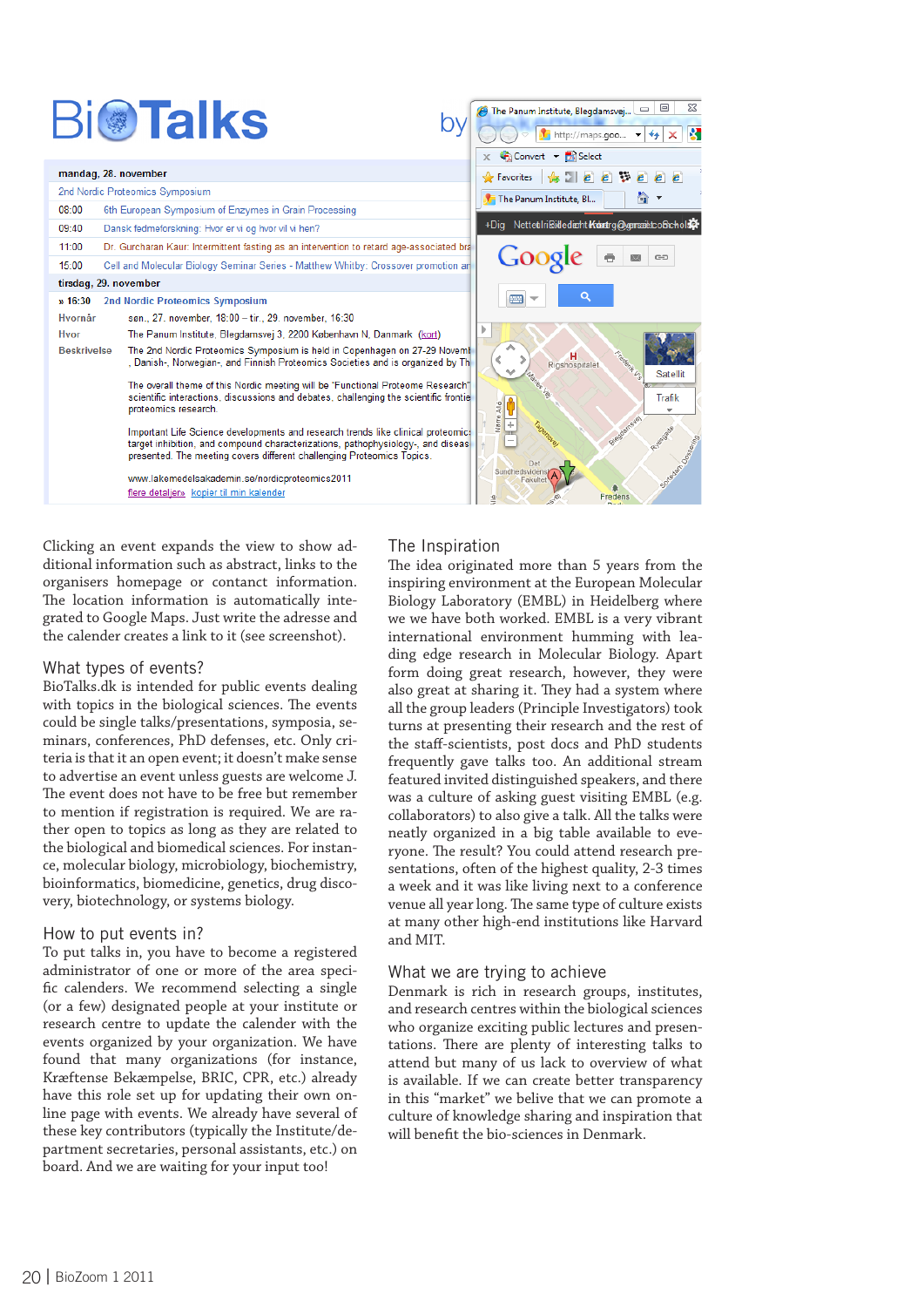BioTalks by

mandag, 28. november

2nd Nordic Proteomics Symposium

08:00 6th European Symposium of Enzymes in Grain Processing

09:40 Dansk fedmeforskning: Hvor er vi og hvor vil vi hen?

11:00 Dr. Gurcharan Kaur: Intermittent fasting as an intervention to retard age-associated bra

15:00 Cell and Molecular Biology Seminar Series - Matthew Whitby: Crossover promotion an

tirsdag, 29. november

» 16:30 2nd Nordic Proteomics Symposium

Hvornår søn., 27. november, 18:00 – tir., 29. november, 16:30

Hvor The Panum Institute, Blegdamsvej 3, 2200 København N, Danmark (kort)

Beskrivelse The 2nd Nordic Proteomics Symposium is held in Copenhagen on 27-29 Novem, Danish-, Norwegian-, and Finnish Proteomics Societies and is organized by Th

The overall theme of this Nordic meeting will be "Functional Proteome Research" scientific interactions, discussions and debates, challenging the scientific frontie proteomics research.

Important Life Science developments and research trends like clinical proteomic target inhibition, and compound characterizations, pathophysiology-, and diseas presented. The meeting covers different challenging Proteomics Topics.

www.lakemedelsakademin.se/nordicproteomics2011

flere detaljer» kopier til min kalender

Clicking an event expands the view to show additional information such as abstract, links to the organisers homepage or contact information. The location information is automatically integrated to Google Maps. Just write the adresse and the calender creates a link to it (see screenshot).

## What types of events?

BioTalks.dk is intended for public events dealing with topics in the biological sciences. The events could be single talks/presentations, sympodia, seminars, conferences, PhD defenses, etc. Only criteria is that it an open event; it doesn't make sense to advertise an event unless guests are welcome J. The event does not have to be free but remember to mention if registration is required. We are rather open to topics as long as they are related to the biological and biomedical sciences. For instance, molecular biology, microbiology, biochemistry, bioinformatics, biomedicine, genetics, drug discovery, biotechnology, or systems biology.

## How to put events in?

To put talks in, you have to become a registered administrator of one or more of the area specific calendars. We recommend selecting a single (or a few) designated people at your institute or research centre to update the calender with the events organized by your organization. We have found that many organizations (for instance, Kræftense Bekæmpelse, BRIC, CPR, etc.) already have this role set up for updating their own online page with events. We already have several of these key contributors (typically the Institute/department secretaries, personal assistants, etc.) on board. And we are waiting for your input too!

## The Inspiration

The idea originated more than 5 years from the inspiring environment at the European Molecular Biology Laboratory (EMBL) in Heidelberg where we we have both worked. EMBL is a very vibrant international environment humming with leading edge research in Molecular Biology. Apart form doing great research, however, they were also great at sharing it. They had a system where all the group leaders (Principle Investigators) took turns at presenting their research and the rest of the staff-scientists, post docs and PhD students frequently gave talks too. An additional stream featured invited distinguished speakers, and there was a culture of asking guest visiting EMBL (e.g. collaborators) to also give a talk. All the talks were neatly organized in a big table available to everyone. The result? You could attend research presentations, often of the highest quality, 2-3 times a week and it was like living next to a conference venue all year long. The same type of culture exists at many other high-end institutions like Harvard and MIT.

## What we are trying to achieve

Denmark is rich in research groups, institutes, and research centres within the biological sciences who organize exciting public lectures and presentations. There are plenty of interesting talks to attend but many of us lack to overview of what is available. If we can create better transparency in this "market" we belive that we can promote a culture of knowledge sharing and inspiration that will benefit the bio-sciences in Denmark.